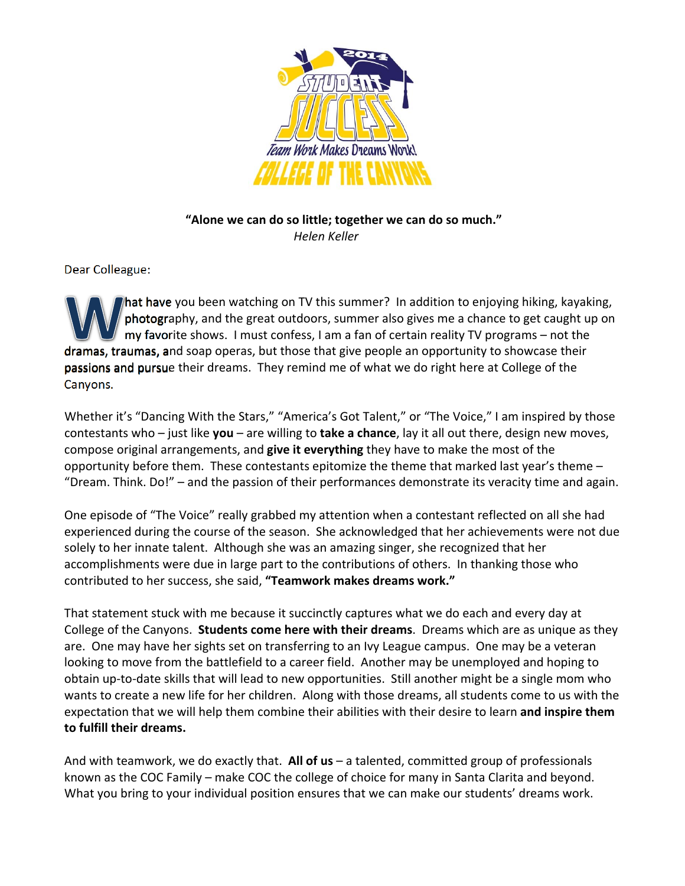2014 STUDENT SUCCESS

*Team Work Makes Dreams Work!*

COLLEGE OF THE CANYONS

**"Alone we can do so little; together we can do so much."**
*Helen Keller*

Dear Colleague:

What have you been watching on TV this summer? In addition to enjoying hiking, kayaking, photography, and the great outdoors, summer also gives me a chance to get caught up on my favorite shows. I must confess, I am a fan of certain reality TV programs – not the dramas, traumas, and soap operas, but those that give people an opportunity to showcase their passions and pursue their dreams. They remind me of what we do right here at College of the Canyons.

Whether it's "Dancing With the Stars," "America's Got Talent," or "The Voice," I am inspired by those contestants who – just like **you** – are willing to **take a chance**, lay it all out there, design new moves, compose original arrangements, and **give it everything** they have to make the most of the opportunity before them. These contestants epitomize the theme that marked last year's theme – "Dream. Think. Do!" – and the passion of their performances demonstrate its veracity time and again.

One episode of "The Voice" really grabbed my attention when a contestant reflected on all she had experienced during the course of the season. She acknowledged that her achievements were not due solely to her innate talent. Although she was an amazing singer, she recognized that her accomplishments were due in large part to the contributions of others. In thanking those who contributed to her success, she said, **"Teamwork makes dreams work."**

That statement stuck with me because it succinctly captures what we do each and every day at College of the Canyons. **Students come here with their dreams**. Dreams which are as unique as they are. One may have her sights set on transferring to an Ivy League campus. One may be a veteran looking to move from the battlefield to a career field. Another may be unemployed and hoping to obtain up-to-date skills that will lead to new opportunities. Still another might be a single mom who wants to create a new life for her children. Along with those dreams, all students come to us with the expectation that we will help them combine their abilities with their desire to learn **and inspire them to fulfill their dreams.**

And with teamwork, we do exactly that. **All of us** – a talented, committed group of professionals known as the COC Family – make COC the college of choice for many in Santa Clarita and beyond. What you bring to your individual position ensures that we can make our students' dreams work.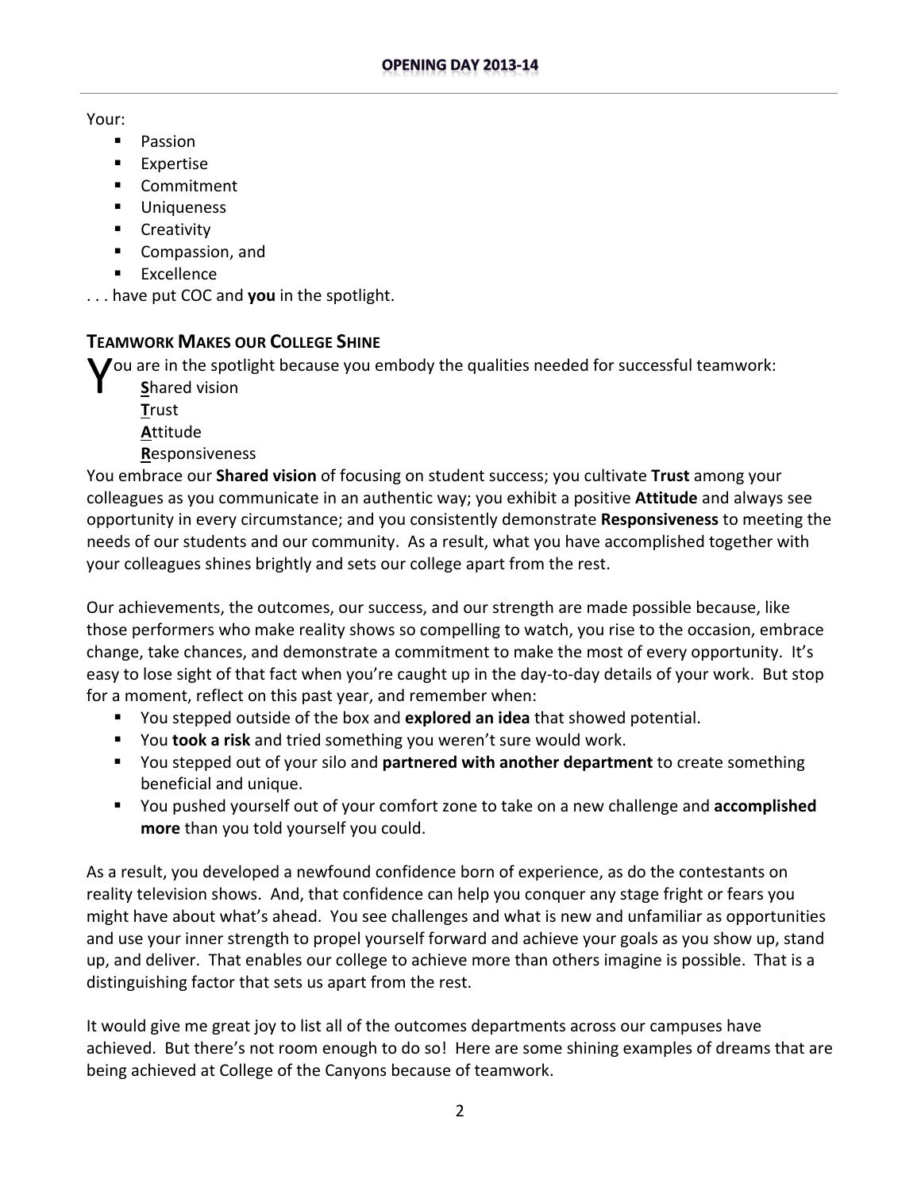Your:

- Passion
- Expertise
- Commitment
- Uniqueness
- Creativity
- Compassion, and
- Excellence

. . . have put COC and **you** in the spotlight.

## TEAMWORK MAKES OUR COLLEGE SHINE

You are in the spotlight because you embody the qualities needed for successful teamwork:

**S**hared vision
**T**rust
**A**ttitude
**R**esponsiveness

You embrace our **Shared vision** of focusing on student success; you cultivate **Trust** among your colleagues as you communicate in an authentic way; you exhibit a positive **Attitude** and always see opportunity in every circumstance; and you consistently demonstrate **Responsiveness** to meeting the needs of our students and our community. As a result, what you have accomplished together with your colleagues shines brightly and sets our college apart from the rest.

Our achievements, the outcomes, our success, and our strength are made possible because, like those performers who make reality shows so compelling to watch, you rise to the occasion, embrace change, take chances, and demonstrate a commitment to make the most of every opportunity. It's easy to lose sight of that fact when you're caught up in the day-to-day details of your work. But stop for a moment, reflect on this past year, and remember when:

- You stepped outside of the box and **explored an idea** that showed potential.
- You **took a risk** and tried something you weren't sure would work.
- You stepped out of your silo and **partnered with another department** to create something beneficial and unique.
- You pushed yourself out of your comfort zone to take on a new challenge and **accomplished more** than you told yourself you could.

As a result, you developed a newfound confidence born of experience, as do the contestants on reality television shows. And, that confidence can help you conquer any stage fright or fears you might have about what's ahead. You see challenges and what is new and unfamiliar as opportunities and use your inner strength to propel yourself forward and achieve your goals as you show up, stand up, and deliver. That enables our college to achieve more than others imagine is possible. That is a distinguishing factor that sets us apart from the rest.

It would give me great joy to list all of the outcomes departments across our campuses have achieved. But there's not room enough to do so! Here are some shining examples of dreams that are being achieved at College of the Canyons because of teamwork.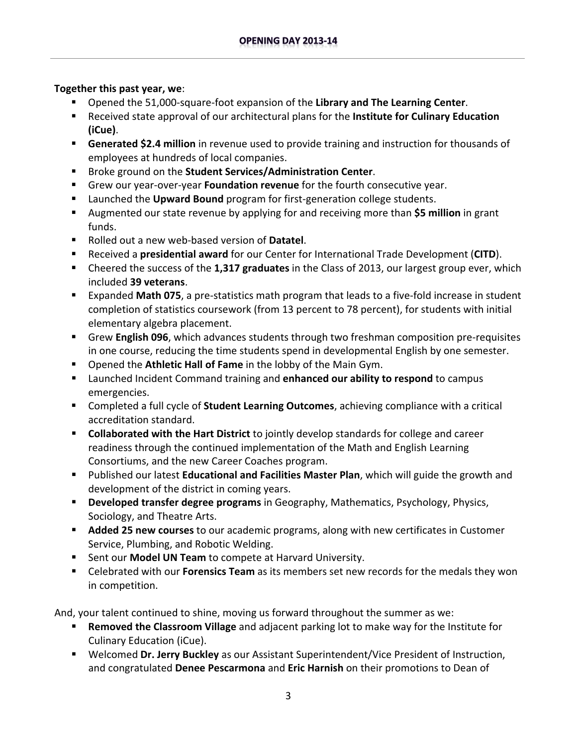**Together this past year, we**:

- Opened the 51,000-square-foot expansion of the **Library and The Learning Center**.
- Received state approval of our architectural plans for the **Institute for Culinary Education (iCue)**.
- **Generated $2.4 million** in revenue used to provide training and instruction for thousands of employees at hundreds of local companies.
- Broke ground on the **Student Services/Administration Center**.
- Grew our year-over-year **Foundation revenue** for the fourth consecutive year.
- Launched the **Upward Bound** program for first-generation college students.
- Augmented our state revenue by applying for and receiving more than **$5 million** in grant funds.
- Rolled out a new web-based version of **Datatel**.
- Received a **presidential award** for our Center for International Trade Development (**CITD**).
- Cheered the success of the **1,317 graduates** in the Class of 2013, our largest group ever, which included **39 veterans**.
- Expanded **Math 075**, a pre-statistics math program that leads to a five-fold increase in student completion of statistics coursework (from 13 percent to 78 percent), for students with initial elementary algebra placement.
- Grew **English 096**, which advances students through two freshman composition pre-requisites in one course, reducing the time students spend in developmental English by one semester.
- Opened the **Athletic Hall of Fame** in the lobby of the Main Gym.
- Launched Incident Command training and **enhanced our ability to respond** to campus emergencies.
- Completed a full cycle of **Student Learning Outcomes**, achieving compliance with a critical accreditation standard.
- **Collaborated with the Hart District** to jointly develop standards for college and career readiness through the continued implementation of the Math and English Learning Consortiums, and the new Career Coaches program.
- Published our latest **Educational and Facilities Master Plan**, which will guide the growth and development of the district in coming years.
- **Developed transfer degree programs** in Geography, Mathematics, Psychology, Physics, Sociology, and Theatre Arts.
- **Added 25 new courses** to our academic programs, along with new certificates in Customer Service, Plumbing, and Robotic Welding.
- Sent our **Model UN Team** to compete at Harvard University.
- Celebrated with our **Forensics Team** as its members set new records for the medals they won in competition.

And, your talent continued to shine, moving us forward throughout the summer as we:

- **Removed the Classroom Village** and adjacent parking lot to make way for the Institute for Culinary Education (iCue).
- Welcomed **Dr. Jerry Buckley** as our Assistant Superintendent/Vice President of Instruction, and congratulated **Denee Pescarmona** and **Eric Harnish** on their promotions to Dean of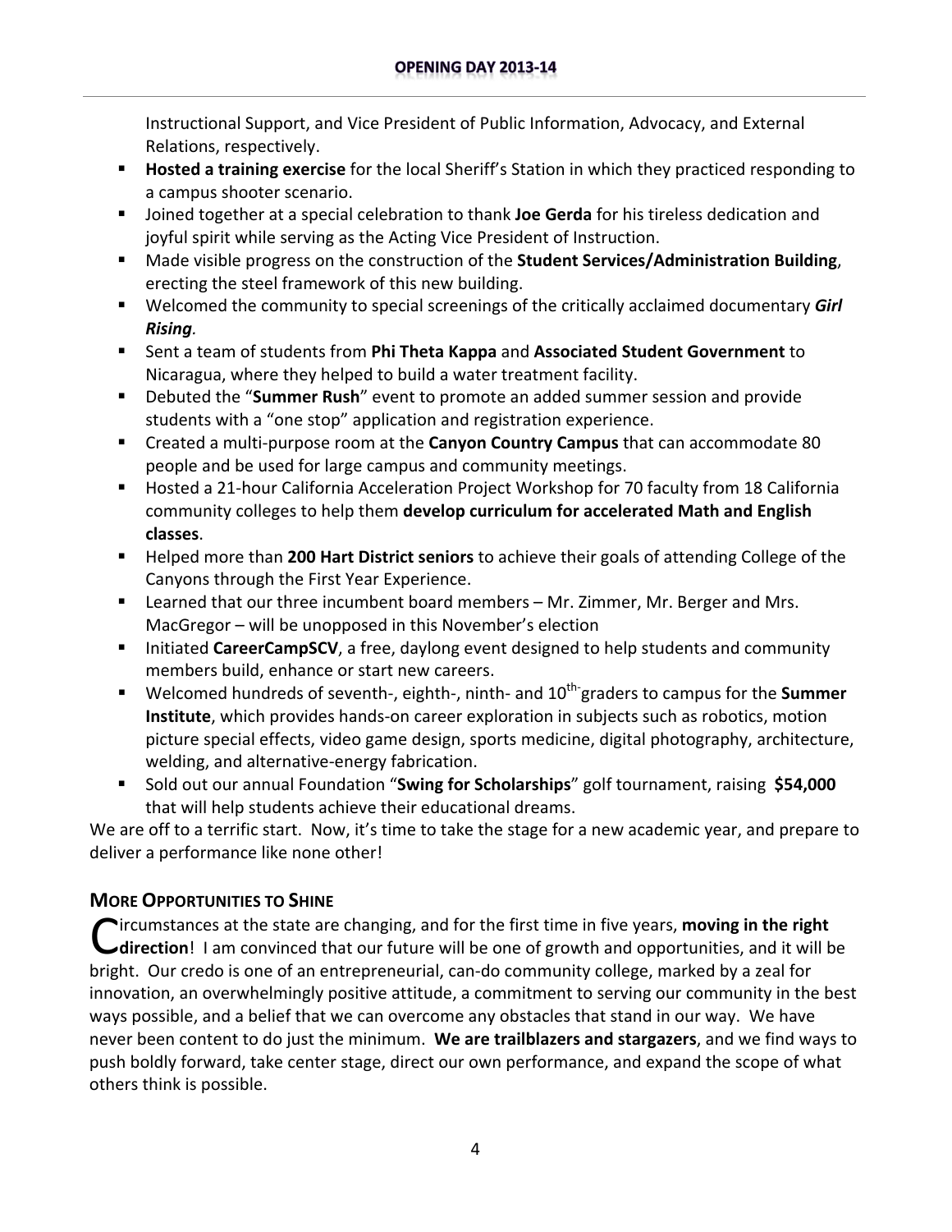Instructional Support, and Vice President of Public Information, Advocacy, and External Relations, respectively.

- **Hosted a training exercise** for the local Sheriff's Station in which they practiced responding to a campus shooter scenario.
- Joined together at a special celebration to thank **Joe Gerda** for his tireless dedication and joyful spirit while serving as the Acting Vice President of Instruction.
- Made visible progress on the construction of the **Student Services/Administration Building**, erecting the steel framework of this new building.
- Welcomed the community to special screenings of the critically acclaimed documentary ***Girl Rising***.
- Sent a team of students from **Phi Theta Kappa** and **Associated Student Government** to Nicaragua, where they helped to build a water treatment facility.
- Debuted the "**Summer Rush**" event to promote an added summer session and provide students with a "one stop" application and registration experience.
- Created a multi-purpose room at the **Canyon Country Campus** that can accommodate 80 people and be used for large campus and community meetings.
- Hosted a 21-hour California Acceleration Project Workshop for 70 faculty from 18 California community colleges to help them **develop curriculum for accelerated Math and English classes**.
- Helped more than **200 Hart District seniors** to achieve their goals of attending College of the Canyons through the First Year Experience.
- Learned that our three incumbent board members – Mr. Zimmer, Mr. Berger and Mrs. MacGregor – will be unopposed in this November's election
- Initiated **CareerCampSCV**, a free, daylong event designed to help students and community members build, enhance or start new careers.
- Welcomed hundreds of seventh-, eighth-, ninth- and 10th-graders to campus for the **Summer Institute**, which provides hands-on career exploration in subjects such as robotics, motion picture special effects, video game design, sports medicine, digital photography, architecture, welding, and alternative-energy fabrication.
- Sold out our annual Foundation "**Swing for Scholarships**" golf tournament, raising **$54,000** that will help students achieve their educational dreams.

We are off to a terrific start. Now, it's time to take the stage for a new academic year, and prepare to deliver a performance like none other!

## MORE OPPORTUNITIES TO SHINE

Circumstances at the state are changing, and for the first time in five years, **moving in the right direction**! I am convinced that our future will be one of growth and opportunities, and it will be bright. Our credo is one of an entrepreneurial, can-do community college, marked by a zeal for innovation, an overwhelmingly positive attitude, a commitment to serving our community in the best ways possible, and a belief that we can overcome any obstacles that stand in our way. We have never been content to do just the minimum. **We are trailblazers and stargazers**, and we find ways to push boldly forward, take center stage, direct our own performance, and expand the scope of what others think is possible.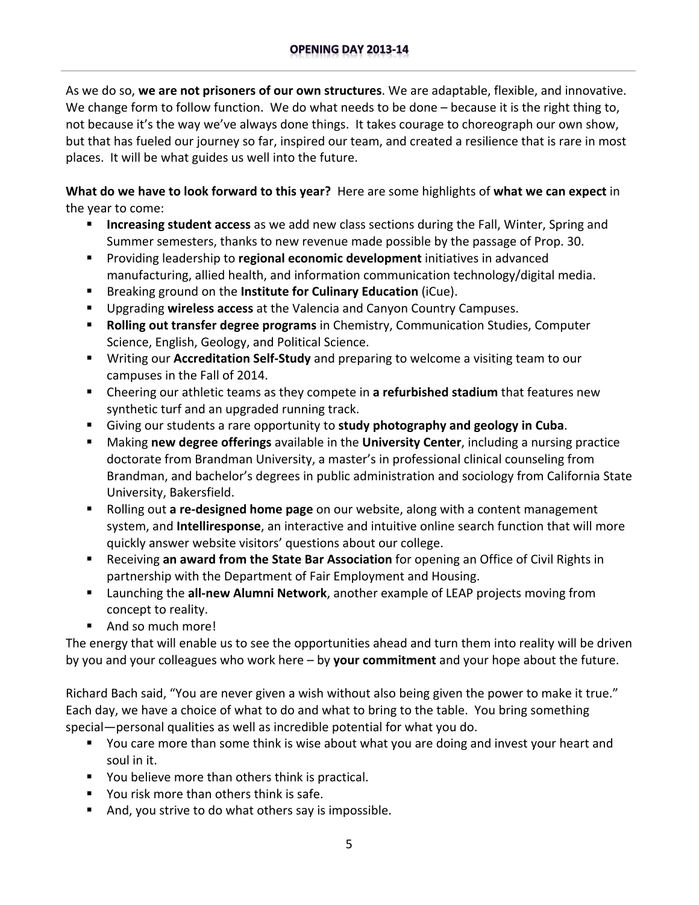As we do so, **we are not prisoners of our own structures**. We are adaptable, flexible, and innovative. We change form to follow function. We do what needs to be done – because it is the right thing to, not because it's the way we've always done things. It takes courage to choreograph our own show, but that has fueled our journey so far, inspired our team, and created a resilience that is rare in most places. It will be what guides us well into the future.

**What do we have to look forward to this year?** Here are some highlights of **what we can expect** in the year to come:

- **Increasing student access** as we add new class sections during the Fall, Winter, Spring and Summer semesters, thanks to new revenue made possible by the passage of Prop. 30.
- Providing leadership to **regional economic development** initiatives in advanced manufacturing, allied health, and information communication technology/digital media.
- Breaking ground on the **Institute for Culinary Education** (iCue).
- Upgrading **wireless access** at the Valencia and Canyon Country Campuses.
- **Rolling out transfer degree programs** in Chemistry, Communication Studies, Computer Science, English, Geology, and Political Science.
- Writing our **Accreditation Self-Study** and preparing to welcome a visiting team to our campuses in the Fall of 2014.
- Cheering our athletic teams as they compete in **a refurbished stadium** that features new synthetic turf and an upgraded running track.
- Giving our students a rare opportunity to **study photography and geology in Cuba**.
- Making **new degree offerings** available in the **University Center**, including a nursing practice doctorate from Brandman University, a master's in professional clinical counseling from Brandman, and bachelor's degrees in public administration and sociology from California State University, Bakersfield.
- Rolling out **a re-designed home page** on our website, along with a content management system, and **Intelliresponse**, an interactive and intuitive online search function that will more quickly answer website visitors' questions about our college.
- Receiving **an award from the State Bar Association** for opening an Office of Civil Rights in partnership with the Department of Fair Employment and Housing.
- Launching the **all-new Alumni Network**, another example of LEAP projects moving from concept to reality.
- And so much more!

The energy that will enable us to see the opportunities ahead and turn them into reality will be driven by you and your colleagues who work here – by **your commitment** and your hope about the future.

Richard Bach said, "You are never given a wish without also being given the power to make it true." Each day, we have a choice of what to do and what to bring to the table. You bring something special—personal qualities as well as incredible potential for what you do.

- You care more than some think is wise about what you are doing and invest your heart and soul in it.
- You believe more than others think is practical.
- You risk more than others think is safe.
- And, you strive to do what others say is impossible.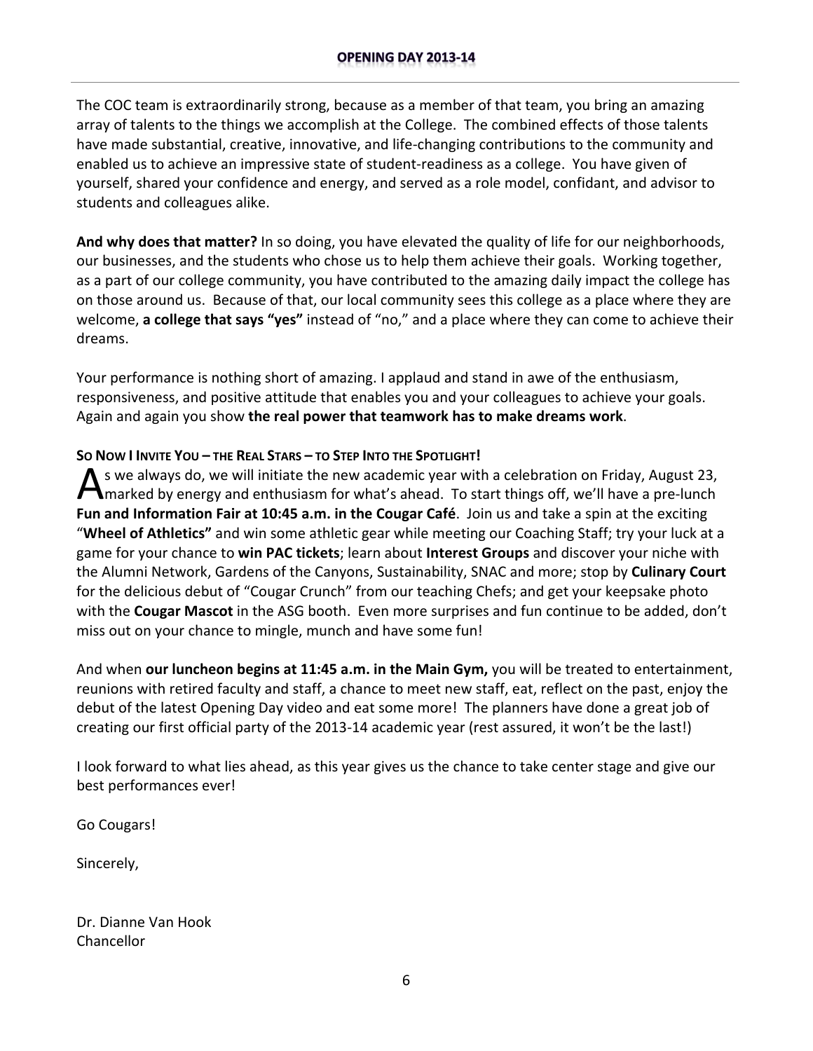The COC team is extraordinarily strong, because as a member of that team, you bring an amazing array of talents to the things we accomplish at the College. The combined effects of those talents have made substantial, creative, innovative, and life-changing contributions to the community and enabled us to achieve an impressive state of student-readiness as a college. You have given of yourself, shared your confidence and energy, and served as a role model, confidant, and advisor to students and colleagues alike.

**And why does that matter?** In so doing, you have elevated the quality of life for our neighborhoods, our businesses, and the students who chose us to help them achieve their goals. Working together, as a part of our college community, you have contributed to the amazing daily impact the college has on those around us. Because of that, our local community sees this college as a place where they are welcome, **a college that says "yes"** instead of "no," and a place where they can come to achieve their dreams.

Your performance is nothing short of amazing. I applaud and stand in awe of the enthusiasm, responsiveness, and positive attitude that enables you and your colleagues to achieve your goals. Again and again you show **the real power that teamwork has to make dreams work**.

**So Now I Invite You – the Real Stars – to Step Into the Spotlight!**

As we always do, we will initiate the new academic year with a celebration on Friday, August 23, marked by energy and enthusiasm for what's ahead. To start things off, we'll have a pre-lunch **Fun and Information Fair at 10:45 a.m. in the Cougar Café**. Join us and take a spin at the exciting "**Wheel of Athletics"** and win some athletic gear while meeting our Coaching Staff; try your luck at a game for your chance to **win PAC tickets**; learn about **Interest Groups** and discover your niche with the Alumni Network, Gardens of the Canyons, Sustainability, SNAC and more; stop by **Culinary Court** for the delicious debut of "Cougar Crunch" from our teaching Chefs; and get your keepsake photo with the **Cougar Mascot** in the ASG booth. Even more surprises and fun continue to be added, don't miss out on your chance to mingle, munch and have some fun!

And when **our luncheon begins at 11:45 a.m. in the Main Gym,** you will be treated to entertainment, reunions with retired faculty and staff, a chance to meet new staff, eat, reflect on the past, enjoy the debut of the latest Opening Day video and eat some more! The planners have done a great job of creating our first official party of the 2013-14 academic year (rest assured, it won't be the last!)

I look forward to what lies ahead, as this year gives us the chance to take center stage and give our best performances ever!

Go Cougars!

Sincerely,

Dr. Dianne Van Hook
Chancellor